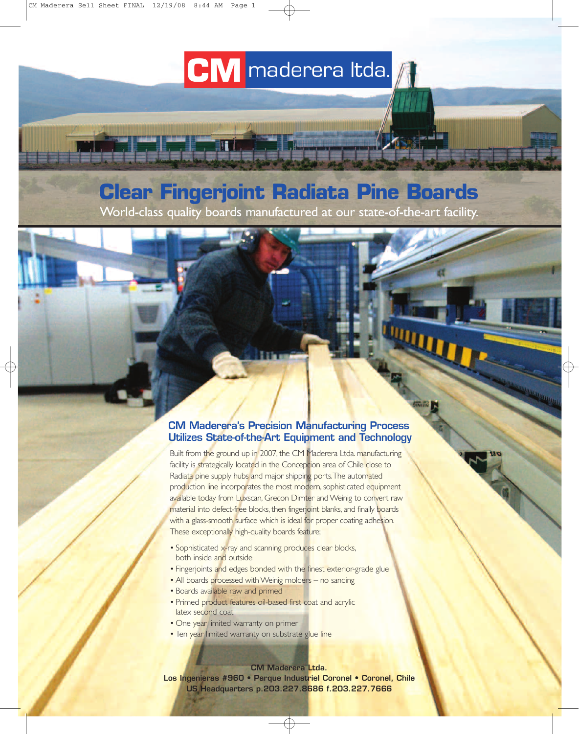# CM maderera ltda.

# Clear Fingerjoint Radiata Pine Boards

World-class quality boards manufactured at our state-of-the-art facility.

## CM Maderera's Precision Manufacturing Process Utilizes State-of-the-Art Equipment and Technology

Built from the ground up in 2007, the CM Maderera Ltda. manufacturing facility is strategically located in the Concepcion area of Chile close to Radiata pine supply hubs and major shipping ports. The automated production line incorporates the most modern, sophisticated equipment available today from Luxscan, Grecon Dimter and Weinig to convert raw material into defect-free blocks, then fingerjoint blanks, and finally boards with a glass-smooth surface which is ideal for proper coating adhesion. These exceptionally high-quality boards feature;

- Sophisticated x-ray and scanning produces clear blocks, both inside and outside
- Fingerjoints and edges bonded with the finest exterior-grade glue
- All boards processed with Weinig molders – no sanding
- Boards available raw and primed
- Primed product features oil-based first coat and acrylic latex second coat
- One year limited warranty on primer
- Ten year limited warranty on substrate glue line

**CM Maderera Ltda.**
**Los Ingenieras #960 • Parque Industriel Coronel • Coronel, Chile**
**US Headquarters p.203.227.8686 f.203.227.7666**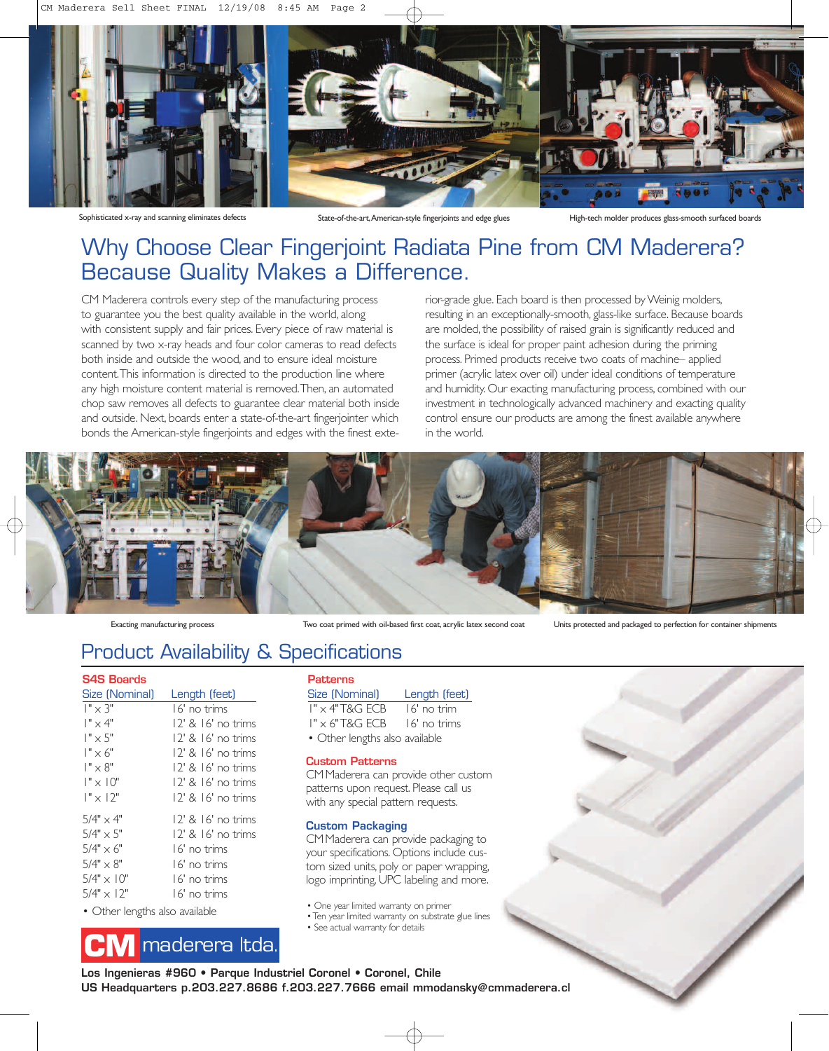Sophisticated x-ray and scanning eliminates defects

State-of-the-art, American-style fingerjoints and edge glues

High-tech molder produces glass-smooth surfaced boards

# Why Choose Clear Fingerjoint Radiata Pine from CM Maderera? Because Quality Makes a Difference.

CM Maderera controls every step of the manufacturing process to guarantee you the best quality available in the world, along with consistent supply and fair prices. Every piece of raw material is scanned by two x-ray heads and four color cameras to read defects both inside and outside the wood, and to ensure ideal moisture content. This information is directed to the production line where any high moisture content material is removed. Then, an automated chop saw removes all defects to guarantee clear material both inside and outside. Next, boards enter a state-of-the-art fingerjointer which bonds the American-style fingerjoints and edges with the finest exterior-grade glue. Each board is then processed by Weinig molders, resulting in an exceptionally-smooth, glass-like surface. Because boards are molded, the possibility of raised grain is significantly reduced and the surface is ideal for proper paint adhesion during the priming process. Primed products receive two coats of machine– applied primer (acrylic latex over oil) under ideal conditions of temperature and humidity. Our exacting manufacturing process, combined with our investment in technologically advanced machinery and exacting quality control ensure our products are among the finest available anywhere in the world.

Exacting manufacturing process

Two coat primed with oil-based first coat, acrylic latex second coat

Units protected and packaged to perfection for container shipments

## Product Availability & Specifications

### S4S Boards

| Size (Nominal) | Length (feet) |
|---|---|
| 1" x 3" | 16' no trims |
| 1" x 4" | 12' & 16' no trims |
| 1" x 5" | 12' & 16' no trims |
| 1" x 6" | 12' & 16' no trims |
| 1" x 8" | 12' & 16' no trims |
| 1" x 10" | 12' & 16' no trims |
| 1" x 12" | 12' & 16' no trims |
| 5/4" x 4" | 12' & 16' no trims |
| 5/4" x 5" | 12' & 16' no trims |
| 5/4" x 6" | 16' no trims |
| 5/4" x 8" | 16' no trims |
| 5/4" x 10" | 16' no trims |
| 5/4" x 12" | 16' no trims |

- Other lengths also available

### Patterns

| Size (Nominal) | Length (feet) |
|---|---|
| 1" x 4" T&G ECB | 16' no trim |
| 1" x 6" T&G ECB | 16' no trims |

- Other lengths also available

### Custom Patterns

CM Maderera can provide other custom patterns upon request. Please call us with any special pattern requests.

### Custom Packaging

CM Maderera can provide packaging to your specifications. Options include custom sized units, poly or paper wrapping, logo imprinting, UPC labeling and more.

- One year limited warranty on primer
- Ten year limited warranty on substrate glue lines
- See actual warranty for details

**CM maderera ltda.**

**Los Ingenieras #960 • Parque Industriel Coronel • Coronel, Chile**
**US Headquarters p.203.227.8686 f.203.227.7666 email mmodansky@cmmaderera.cl**